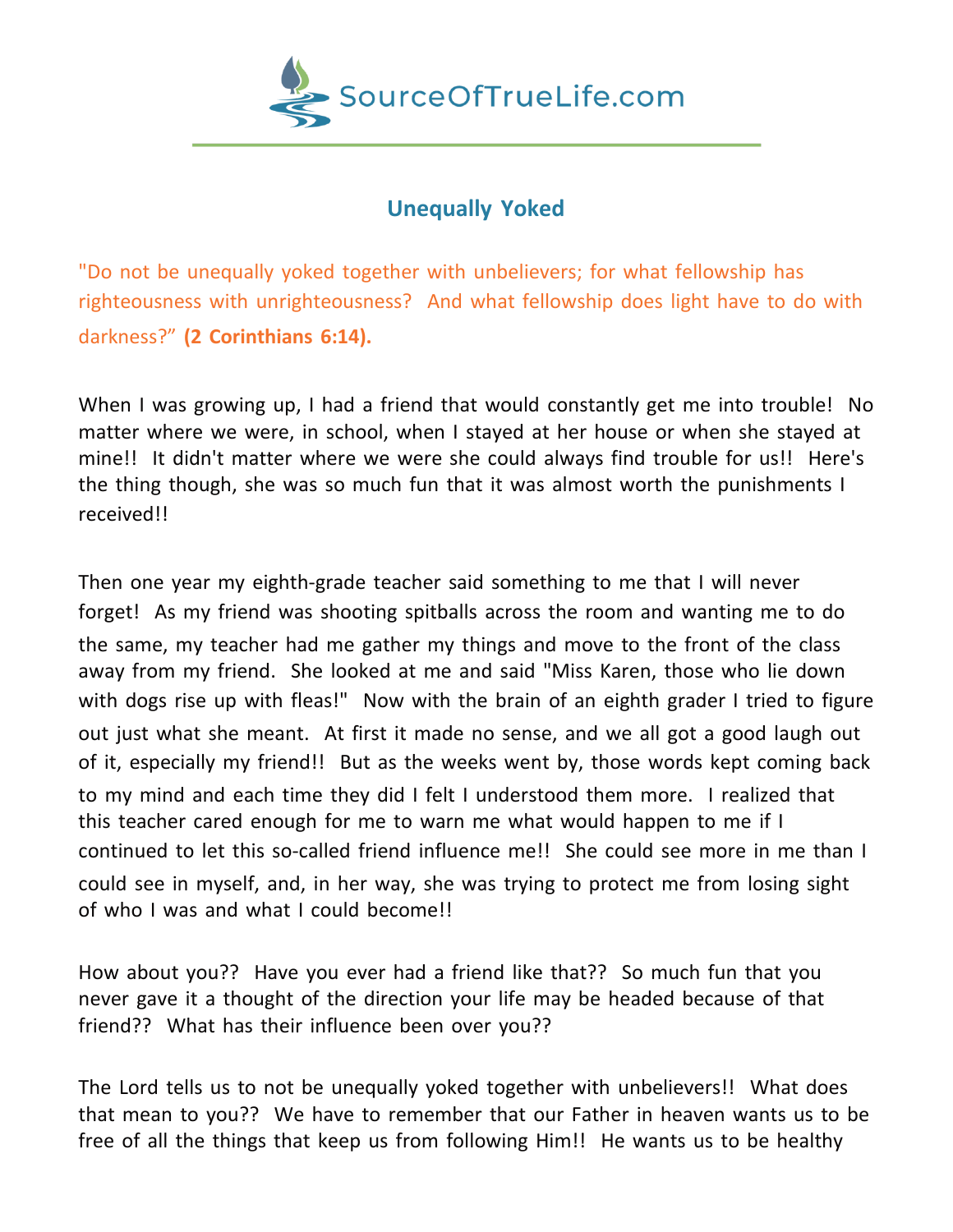SourceOfTrueLife.com

# Unequally Yoked

"Do not be unequally yoked together with unbelievers; for what fellowship has righteousness with unrighteousness? And what fellowship does light have to do with darkness?" **(2 Corinthians 6:14).**

When I was growing up, I had a friend that would constantly get me into trouble! No matter where we were, in school, when I stayed at her house or when she stayed at mine!! It didn't matter where we were she could always find trouble for us!! Here's the thing though, she was so much fun that it was almost worth the punishments I received!!

Then one year my eighth-grade teacher said something to me that I will never forget! As my friend was shooting spitballs across the room and wanting me to do the same, my teacher had me gather my things and move to the front of the class away from my friend. She looked at me and said "Miss Karen, those who lie down with dogs rise up with fleas!" Now with the brain of an eighth grader I tried to figure out just what she meant. At first it made no sense, and we all got a good laugh out of it, especially my friend!! But as the weeks went by, those words kept coming back to my mind and each time they did I felt I understood them more. I realized that this teacher cared enough for me to warn me what would happen to me if I continued to let this so-called friend influence me!! She could see more in me than I could see in myself, and, in her way, she was trying to protect me from losing sight of who I was and what I could become!!

How about you?? Have you ever had a friend like that?? So much fun that you never gave it a thought of the direction your life may be headed because of that friend?? What has their influence been over you??

The Lord tells us to not be unequally yoked together with unbelievers!! What does that mean to you?? We have to remember that our Father in heaven wants us to be free of all the things that keep us from following Him!! He wants us to be healthy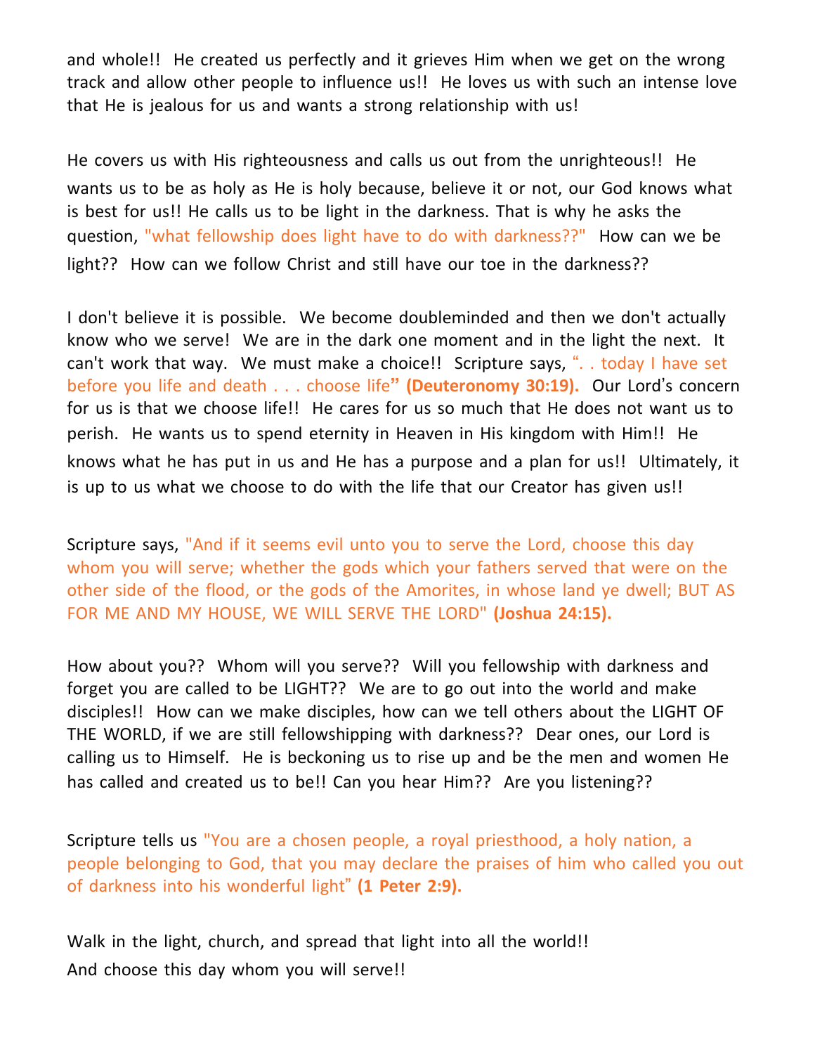and whole!! He created us perfectly and it grieves Him when we get on the wrong track and allow other people to influence us!! He loves us with such an intense love that He is jealous for us and wants a strong relationship with us!

He covers us with His righteousness and calls us out from the unrighteous!! He wants us to be as holy as He is holy because, believe it or not, our God knows what is best for us!! He calls us to be light in the darkness. That is why he asks the question, "what fellowship does light have to do with darkness??" How can we be light?? How can we follow Christ and still have our toe in the darkness??

I don't believe it is possible. We become doubleminded and then we don't actually know who we serve! We are in the dark one moment and in the light the next. It can't work that way. We must make a choice!! Scripture says, ". . today I have set before you life and death . . . choose life" **(Deuteronomy 30:19).** Our Lord's concern for us is that we choose life!! He cares for us so much that He does not want us to perish. He wants us to spend eternity in Heaven in His kingdom with Him!! He knows what he has put in us and He has a purpose and a plan for us!! Ultimately, it is up to us what we choose to do with the life that our Creator has given us!!

Scripture says, "And if it seems evil unto you to serve the Lord, choose this day whom you will serve; whether the gods which your fathers served that were on the other side of the flood, or the gods of the Amorites, in whose land ye dwell; BUT AS FOR ME AND MY HOUSE, WE WILL SERVE THE LORD" **(Joshua 24:15).**

How about you?? Whom will you serve?? Will you fellowship with darkness and forget you are called to be LIGHT?? We are to go out into the world and make disciples!! How can we make disciples, how can we tell others about the LIGHT OF THE WORLD, if we are still fellowshipping with darkness?? Dear ones, our Lord is calling us to Himself. He is beckoning us to rise up and be the men and women He has called and created us to be!! Can you hear Him?? Are you listening??

Scripture tells us "You are a chosen people, a royal priesthood, a holy nation, a people belonging to God, that you may declare the praises of him who called you out of darkness into his wonderful light" **(1 Peter 2:9).**

Walk in the light, church, and spread that light into all the world!!
And choose this day whom you will serve!!